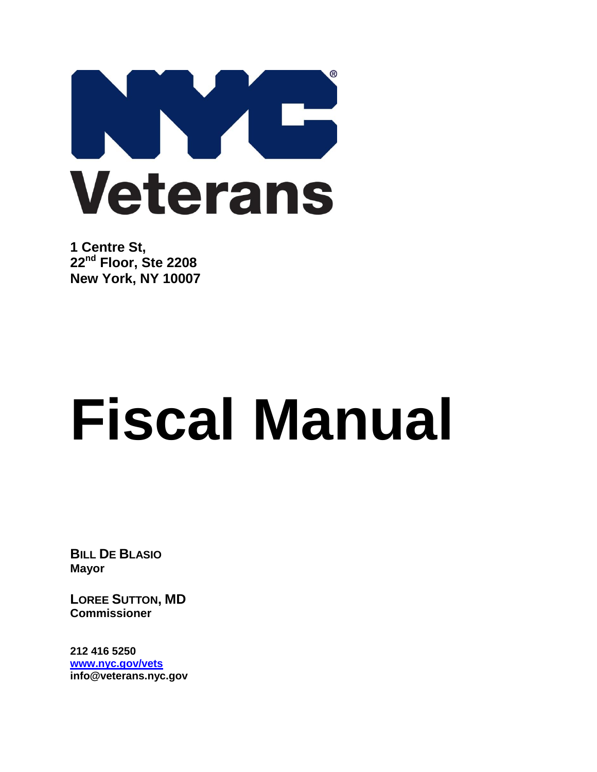**NYC Veterans**

**1 Centre St,**
**22nd Floor, Ste 2208**
**New York, NY 10007**

# Fiscal Manual

**BILL DE BLASIO**
**Mayor**

**LOREE SUTTON, MD**
**Commissioner**

**212 416 5250**
**www.nyc.gov/vets**
**info@veterans.nyc.gov**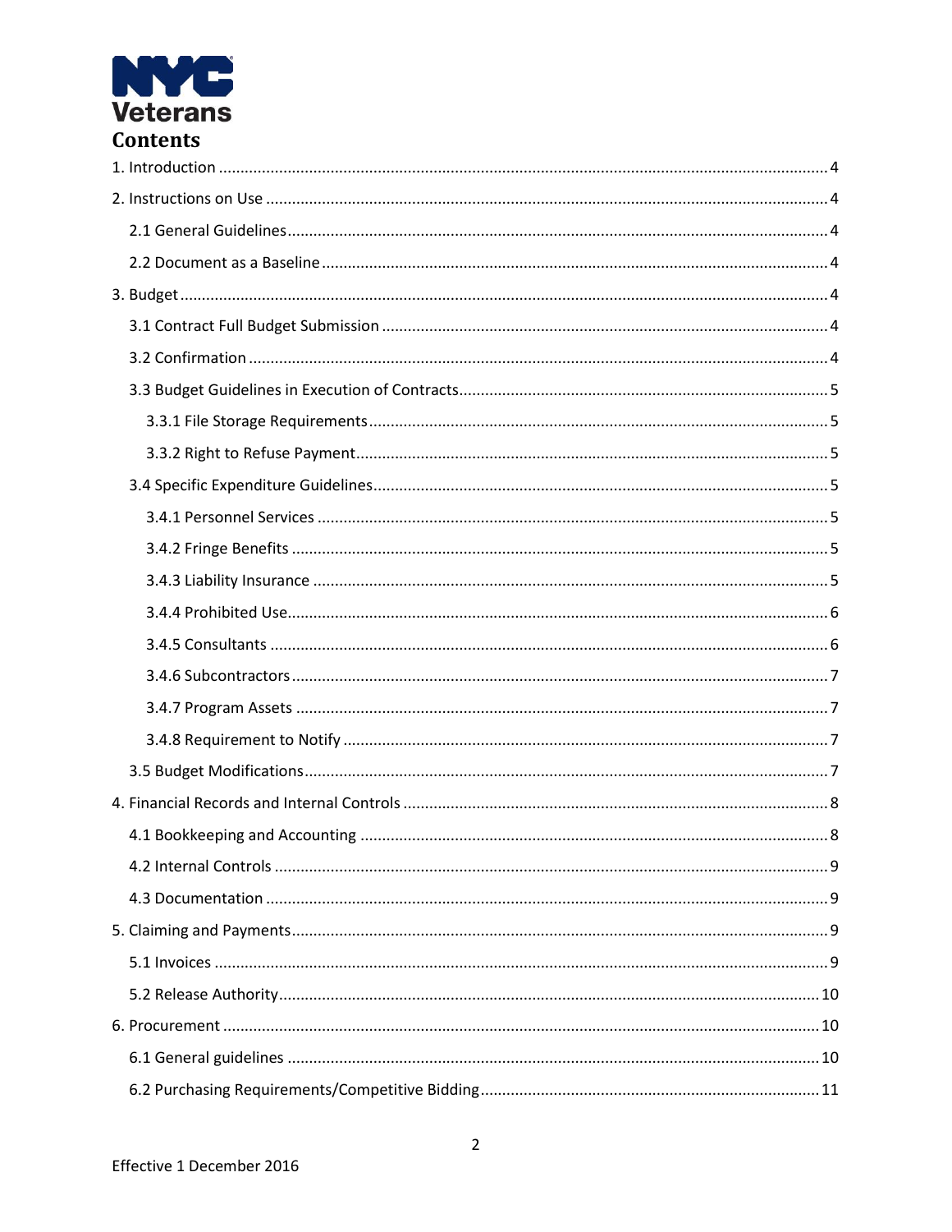NYC Veterans

# Contents

1. Introduction ........................................................................................................................... 4

2. Instructions on Use ................................................................................................................ 4

   2.1 General Guidelines ........................................................................................................... 4

   2.2 Document as a Baseline ................................................................................................... 4

3. Budget .................................................................................................................................... 4

   3.1 Contract Full Budget Submission ..................................................................................... 4

   3.2 Confirmation .................................................................................................................... 4

   3.3 Budget Guidelines in Execution of Contracts ................................................................... 5

      3.3.1 File Storage Requirements ......................................................................................... 5

      3.3.2 Right to Refuse Payment ............................................................................................ 5

   3.4 Specific Expenditure Guidelines ....................................................................................... 5

      3.4.1 Personnel Services ..................................................................................................... 5

      3.4.2 Fringe Benefits ........................................................................................................... 5

      3.4.3 Liability Insurance ...................................................................................................... 5

      3.4.4 Prohibited Use ............................................................................................................ 6

      3.4.5 Consultants ................................................................................................................ 6

      3.4.6 Subcontractors ........................................................................................................... 7

      3.4.7 Program Assets .......................................................................................................... 7

      3.4.8 Requirement to Notify ............................................................................................... 7

   3.5 Budget Modifications ........................................................................................................ 7

4. Financial Records and Internal Controls ................................................................................. 8

   4.1 Bookkeeping and Accounting ........................................................................................... 8

   4.2 Internal Controls ............................................................................................................... 9

   4.3 Documentation ................................................................................................................. 9

5. Claiming and Payments .......................................................................................................... 9

   5.1 Invoices ............................................................................................................................. 9

   5.2 Release Authority ............................................................................................................ 10

6. Procurement ......................................................................................................................... 10

   6.1 General guidelines .......................................................................................................... 10

   6.2 Purchasing Requirements/Competitive Bidding ............................................................. 11

Effective 1 December 2016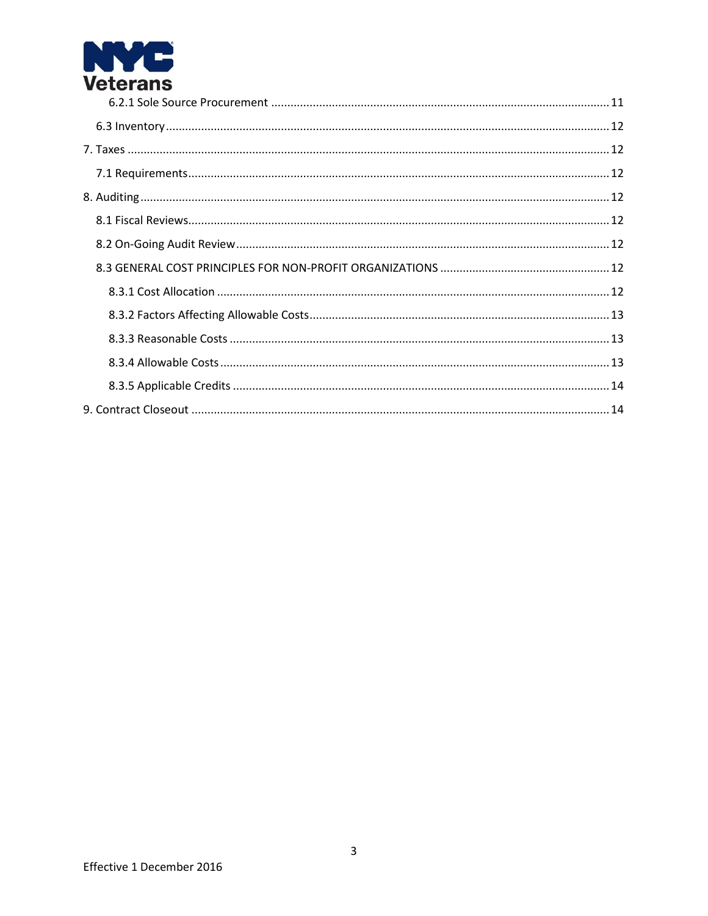6.2.1 Sole Source Procurement ........................................................................................ 11

6.3 Inventory ......................................................................................................................... 12

7. Taxes ................................................................................................................................. 12

7.1 Requirements .................................................................................................................. 12

8. Auditing .............................................................................................................................. 12

8.1 Fiscal Reviews ................................................................................................................. 12

8.2 On-Going Audit Review ................................................................................................... 12

8.3 GENERAL COST PRINCIPLES FOR NON-PROFIT ORGANIZATIONS .................................................... 12

8.3.1 Cost Allocation ........................................................................................................ 12

8.3.2 Factors Affecting Allowable Costs ............................................................................ 13

8.3.3 Reasonable Costs ..................................................................................................... 13

8.3.4 Allowable Costs ........................................................................................................ 13

8.3.5 Applicable Credits .................................................................................................... 14

9. Contract Closeout ............................................................................................................... 14

Effective 1 December 2016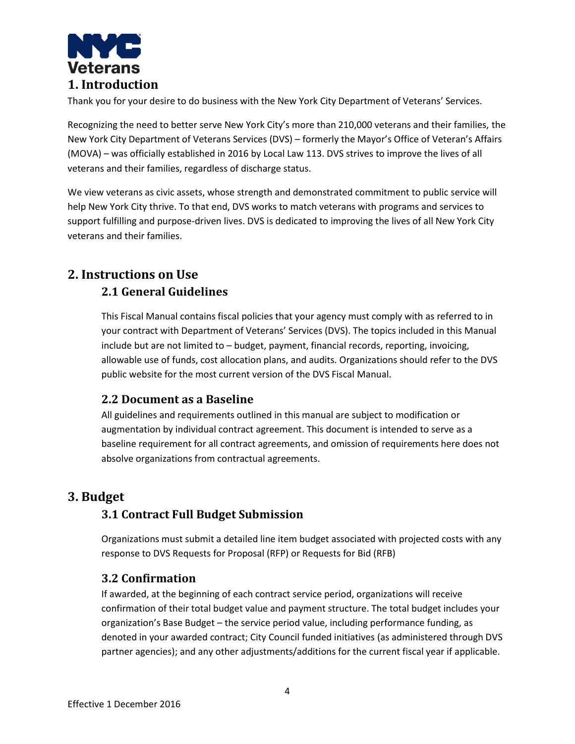# 1. Introduction

Thank you for your desire to do business with the New York City Department of Veterans' Services.

Recognizing the need to better serve New York City's more than 210,000 veterans and their families, the New York City Department of Veterans Services (DVS) – formerly the Mayor's Office of Veteran's Affairs (MOVA) – was officially established in 2016 by Local Law 113. DVS strives to improve the lives of all veterans and their families, regardless of discharge status.

We view veterans as civic assets, whose strength and demonstrated commitment to public service will help New York City thrive. To that end, DVS works to match veterans with programs and services to support fulfilling and purpose-driven lives. DVS is dedicated to improving the lives of all New York City veterans and their families.

# 2. Instructions on Use

## 2.1 General Guidelines

This Fiscal Manual contains fiscal policies that your agency must comply with as referred to in your contract with Department of Veterans' Services (DVS). The topics included in this Manual include but are not limited to – budget, payment, financial records, reporting, invoicing, allowable use of funds, cost allocation plans, and audits. Organizations should refer to the DVS public website for the most current version of the DVS Fiscal Manual.

## 2.2 Document as a Baseline

All guidelines and requirements outlined in this manual are subject to modification or augmentation by individual contract agreement. This document is intended to serve as a baseline requirement for all contract agreements, and omission of requirements here does not absolve organizations from contractual agreements.

# 3. Budget

## 3.1 Contract Full Budget Submission

Organizations must submit a detailed line item budget associated with projected costs with any response to DVS Requests for Proposal (RFP) or Requests for Bid (RFB)

## 3.2 Confirmation

If awarded, at the beginning of each contract service period, organizations will receive confirmation of their total budget value and payment structure. The total budget includes your organization's Base Budget – the service period value, including performance funding, as denoted in your awarded contract; City Council funded initiatives (as administered through DVS partner agencies); and any other adjustments/additions for the current fiscal year if applicable.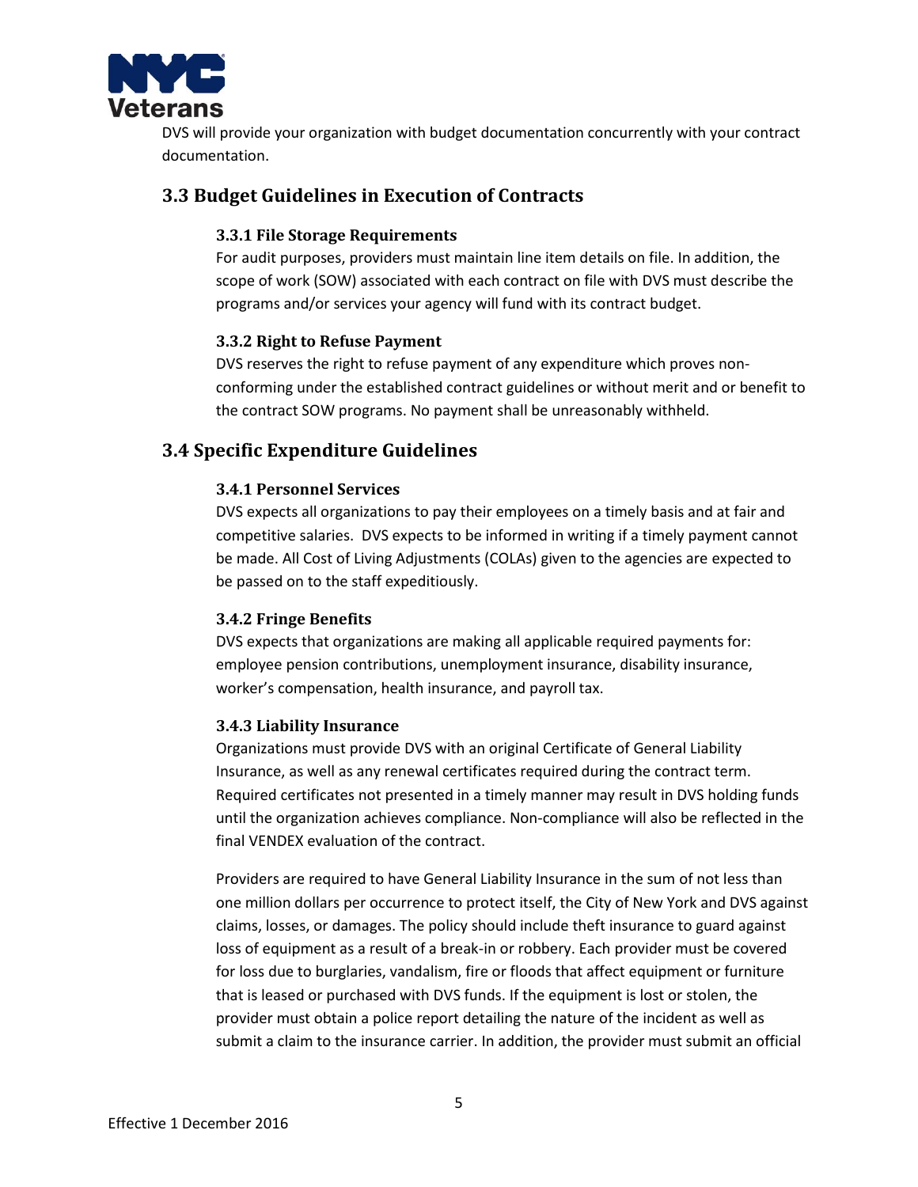DVS will provide your organization with budget documentation concurrently with your contract documentation.

## 3.3 Budget Guidelines in Execution of Contracts

### 3.3.1 File Storage Requirements

For audit purposes, providers must maintain line item details on file. In addition, the scope of work (SOW) associated with each contract on file with DVS must describe the programs and/or services your agency will fund with its contract budget.

### 3.3.2 Right to Refuse Payment

DVS reserves the right to refuse payment of any expenditure which proves non-conforming under the established contract guidelines or without merit and or benefit to the contract SOW programs. No payment shall be unreasonably withheld.

## 3.4 Specific Expenditure Guidelines

### 3.4.1 Personnel Services

DVS expects all organizations to pay their employees on a timely basis and at fair and competitive salaries. DVS expects to be informed in writing if a timely payment cannot be made. All Cost of Living Adjustments (COLAs) given to the agencies are expected to be passed on to the staff expeditiously.

### 3.4.2 Fringe Benefits

DVS expects that organizations are making all applicable required payments for: employee pension contributions, unemployment insurance, disability insurance, worker's compensation, health insurance, and payroll tax.

### 3.4.3 Liability Insurance

Organizations must provide DVS with an original Certificate of General Liability Insurance, as well as any renewal certificates required during the contract term. Required certificates not presented in a timely manner may result in DVS holding funds until the organization achieves compliance. Non-compliance will also be reflected in the final VENDEX evaluation of the contract.

Providers are required to have General Liability Insurance in the sum of not less than one million dollars per occurrence to protect itself, the City of New York and DVS against claims, losses, or damages. The policy should include theft insurance to guard against loss of equipment as a result of a break-in or robbery. Each provider must be covered for loss due to burglaries, vandalism, fire or floods that affect equipment or furniture that is leased or purchased with DVS funds. If the equipment is lost or stolen, the provider must obtain a police report detailing the nature of the incident as well as submit a claim to the insurance carrier. In addition, the provider must submit an official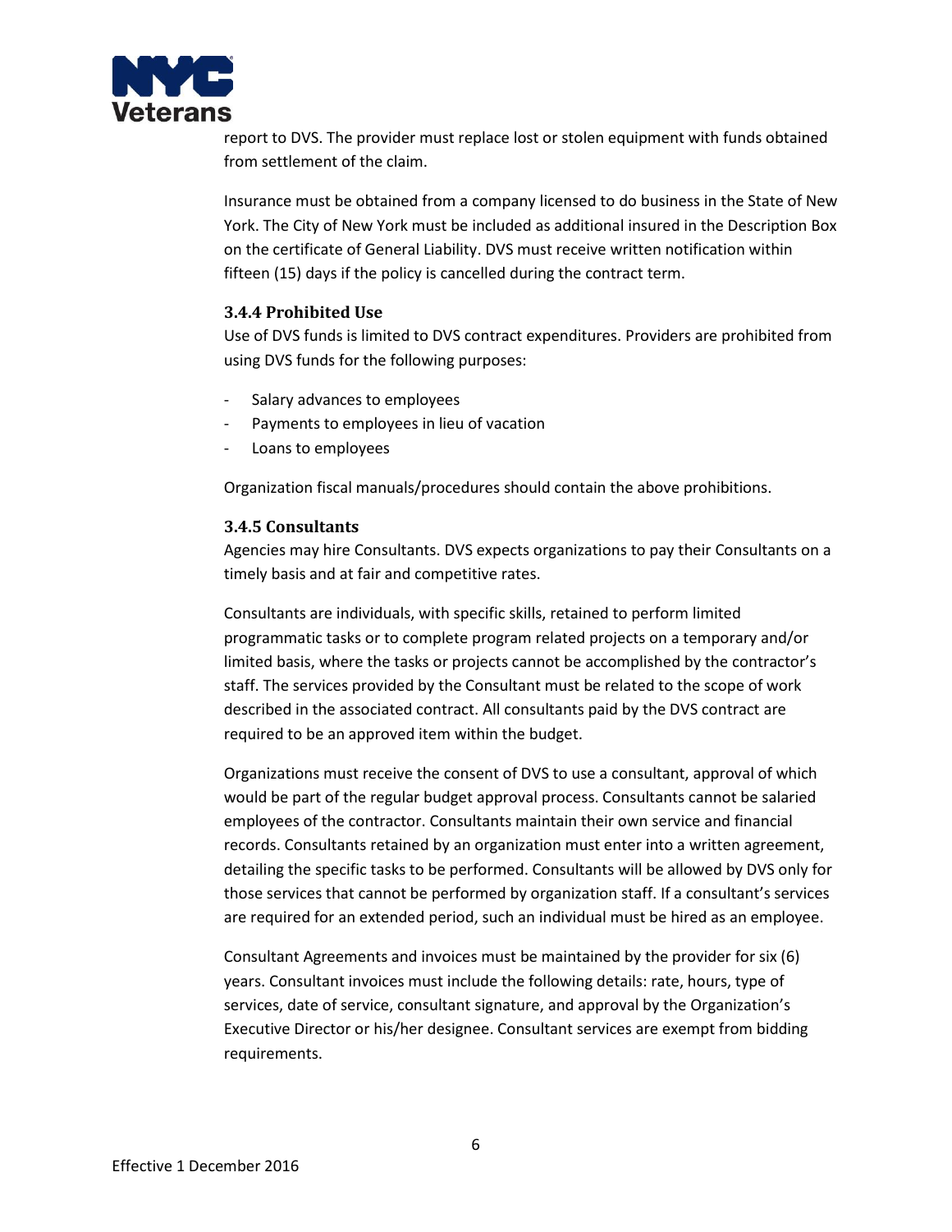report to DVS. The provider must replace lost or stolen equipment with funds obtained from settlement of the claim.

Insurance must be obtained from a company licensed to do business in the State of New York. The City of New York must be included as additional insured in the Description Box on the certificate of General Liability. DVS must receive written notification within fifteen (15) days if the policy is cancelled during the contract term.

### 3.4.4 Prohibited Use

Use of DVS funds is limited to DVS contract expenditures. Providers are prohibited from using DVS funds for the following purposes:

- Salary advances to employees
- Payments to employees in lieu of vacation
- Loans to employees

Organization fiscal manuals/procedures should contain the above prohibitions.

### 3.4.5 Consultants

Agencies may hire Consultants. DVS expects organizations to pay their Consultants on a timely basis and at fair and competitive rates.

Consultants are individuals, with specific skills, retained to perform limited programmatic tasks or to complete program related projects on a temporary and/or limited basis, where the tasks or projects cannot be accomplished by the contractor's staff. The services provided by the Consultant must be related to the scope of work described in the associated contract. All consultants paid by the DVS contract are required to be an approved item within the budget.

Organizations must receive the consent of DVS to use a consultant, approval of which would be part of the regular budget approval process. Consultants cannot be salaried employees of the contractor. Consultants maintain their own service and financial records. Consultants retained by an organization must enter into a written agreement, detailing the specific tasks to be performed. Consultants will be allowed by DVS only for those services that cannot be performed by organization staff. If a consultant's services are required for an extended period, such an individual must be hired as an employee.

Consultant Agreements and invoices must be maintained by the provider for six (6) years. Consultant invoices must include the following details: rate, hours, type of services, date of service, consultant signature, and approval by the Organization's Executive Director or his/her designee. Consultant services are exempt from bidding requirements.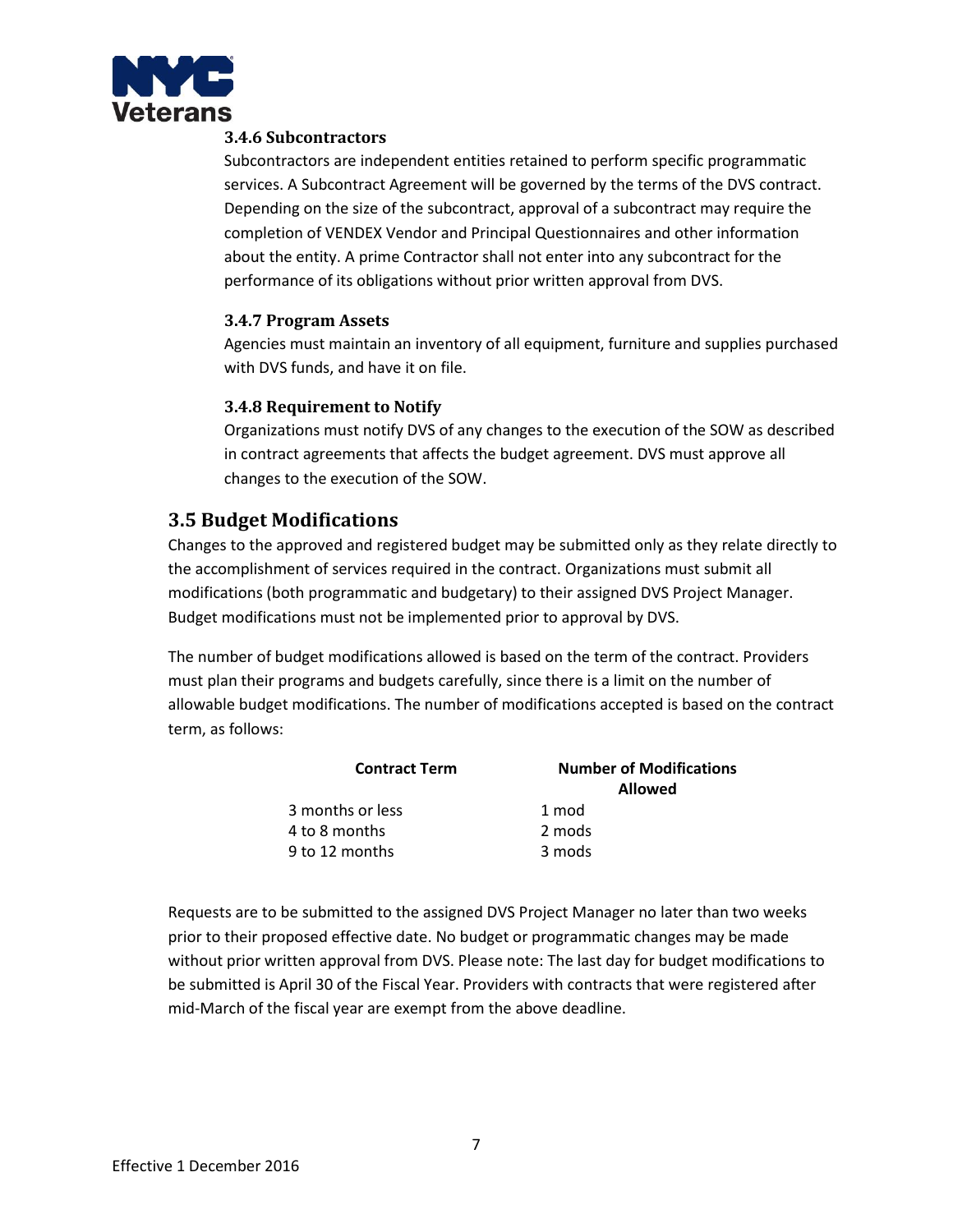#### 3.4.6 Subcontractors

Subcontractors are independent entities retained to perform specific programmatic services. A Subcontract Agreement will be governed by the terms of the DVS contract. Depending on the size of the subcontract, approval of a subcontract may require the completion of VENDEX Vendor and Principal Questionnaires and other information about the entity. A prime Contractor shall not enter into any subcontract for the performance of its obligations without prior written approval from DVS.

#### 3.4.7 Program Assets

Agencies must maintain an inventory of all equipment, furniture and supplies purchased with DVS funds, and have it on file.

#### 3.4.8 Requirement to Notify

Organizations must notify DVS of any changes to the execution of the SOW as described in contract agreements that affects the budget agreement. DVS must approve all changes to the execution of the SOW.

### 3.5 Budget Modifications

Changes to the approved and registered budget may be submitted only as they relate directly to the accomplishment of services required in the contract. Organizations must submit all modifications (both programmatic and budgetary) to their assigned DVS Project Manager. Budget modifications must not be implemented prior to approval by DVS.

The number of budget modifications allowed is based on the term of the contract. Providers must plan their programs and budgets carefully, since there is a limit on the number of allowable budget modifications. The number of modifications accepted is based on the contract term, as follows:

| Contract Term | Number of Modifications Allowed |
|---|---|
| 3 months or less | 1 mod |
| 4 to 8 months | 2 mods |
| 9 to 12 months | 3 mods |

Requests are to be submitted to the assigned DVS Project Manager no later than two weeks prior to their proposed effective date. No budget or programmatic changes may be made without prior written approval from DVS. Please note: The last day for budget modifications to be submitted is April 30 of the Fiscal Year. Providers with contracts that were registered after mid-March of the fiscal year are exempt from the above deadline.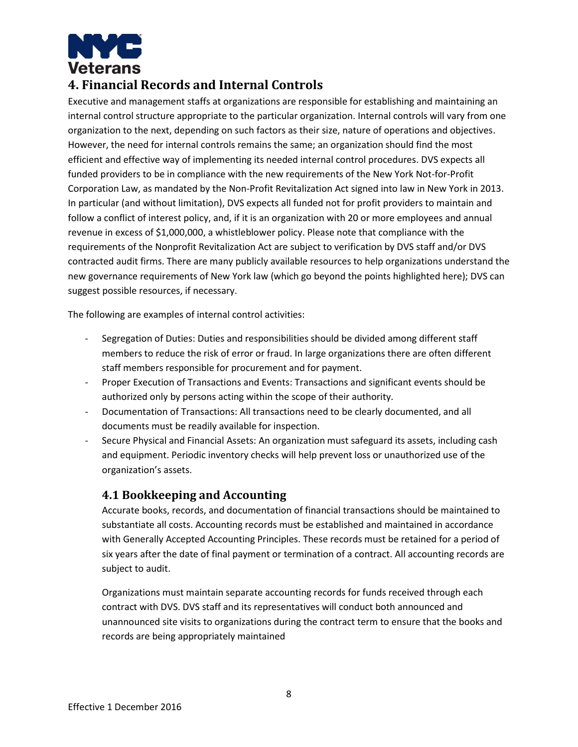## 4. Financial Records and Internal Controls

Executive and management staffs at organizations are responsible for establishing and maintaining an internal control structure appropriate to the particular organization. Internal controls will vary from one organization to the next, depending on such factors as their size, nature of operations and objectives. However, the need for internal controls remains the same; an organization should find the most efficient and effective way of implementing its needed internal control procedures. DVS expects all funded providers to be in compliance with the new requirements of the New York Not-for-Profit Corporation Law, as mandated by the Non-Profit Revitalization Act signed into law in New York in 2013. In particular (and without limitation), DVS expects all funded not for profit providers to maintain and follow a conflict of interest policy, and, if it is an organization with 20 or more employees and annual revenue in excess of $1,000,000, a whistleblower policy. Please note that compliance with the requirements of the Nonprofit Revitalization Act are subject to verification by DVS staff and/or DVS contracted audit firms. There are many publicly available resources to help organizations understand the new governance requirements of New York law (which go beyond the points highlighted here); DVS can suggest possible resources, if necessary.

The following are examples of internal control activities:

- Segregation of Duties: Duties and responsibilities should be divided among different staff members to reduce the risk of error or fraud. In large organizations there are often different staff members responsible for procurement and for payment.
- Proper Execution of Transactions and Events: Transactions and significant events should be authorized only by persons acting within the scope of their authority.
- Documentation of Transactions: All transactions need to be clearly documented, and all documents must be readily available for inspection.
- Secure Physical and Financial Assets: An organization must safeguard its assets, including cash and equipment. Periodic inventory checks will help prevent loss or unauthorized use of the organization's assets.

### 4.1 Bookkeeping and Accounting

Accurate books, records, and documentation of financial transactions should be maintained to substantiate all costs. Accounting records must be established and maintained in accordance with Generally Accepted Accounting Principles. These records must be retained for a period of six years after the date of final payment or termination of a contract. All accounting records are subject to audit.

Organizations must maintain separate accounting records for funds received through each contract with DVS. DVS staff and its representatives will conduct both announced and unannounced site visits to organizations during the contract term to ensure that the books and records are being appropriately maintained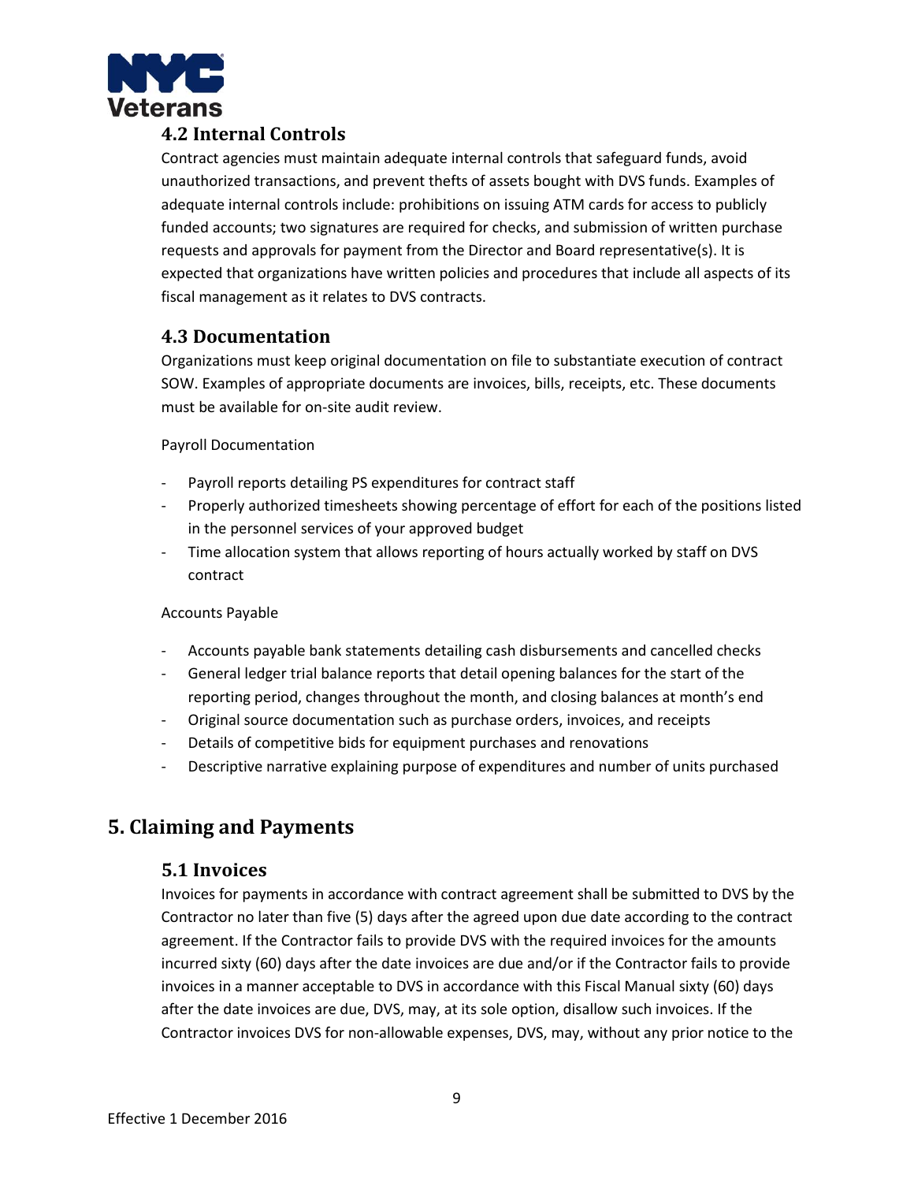### 4.2 Internal Controls

Contract agencies must maintain adequate internal controls that safeguard funds, avoid unauthorized transactions, and prevent thefts of assets bought with DVS funds. Examples of adequate internal controls include: prohibitions on issuing ATM cards for access to publicly funded accounts; two signatures are required for checks, and submission of written purchase requests and approvals for payment from the Director and Board representative(s). It is expected that organizations have written policies and procedures that include all aspects of its fiscal management as it relates to DVS contracts.

### 4.3 Documentation

Organizations must keep original documentation on file to substantiate execution of contract SOW. Examples of appropriate documents are invoices, bills, receipts, etc. These documents must be available for on-site audit review.

Payroll Documentation

- Payroll reports detailing PS expenditures for contract staff
- Properly authorized timesheets showing percentage of effort for each of the positions listed in the personnel services of your approved budget
- Time allocation system that allows reporting of hours actually worked by staff on DVS contract

Accounts Payable

- Accounts payable bank statements detailing cash disbursements and cancelled checks
- General ledger trial balance reports that detail opening balances for the start of the reporting period, changes throughout the month, and closing balances at month's end
- Original source documentation such as purchase orders, invoices, and receipts
- Details of competitive bids for equipment purchases and renovations
- Descriptive narrative explaining purpose of expenditures and number of units purchased

## 5. Claiming and Payments

### 5.1 Invoices

Invoices for payments in accordance with contract agreement shall be submitted to DVS by the Contractor no later than five (5) days after the agreed upon due date according to the contract agreement. If the Contractor fails to provide DVS with the required invoices for the amounts incurred sixty (60) days after the date invoices are due and/or if the Contractor fails to provide invoices in a manner acceptable to DVS in accordance with this Fiscal Manual sixty (60) days after the date invoices are due, DVS, may, at its sole option, disallow such invoices. If the Contractor invoices DVS for non-allowable expenses, DVS, may, without any prior notice to the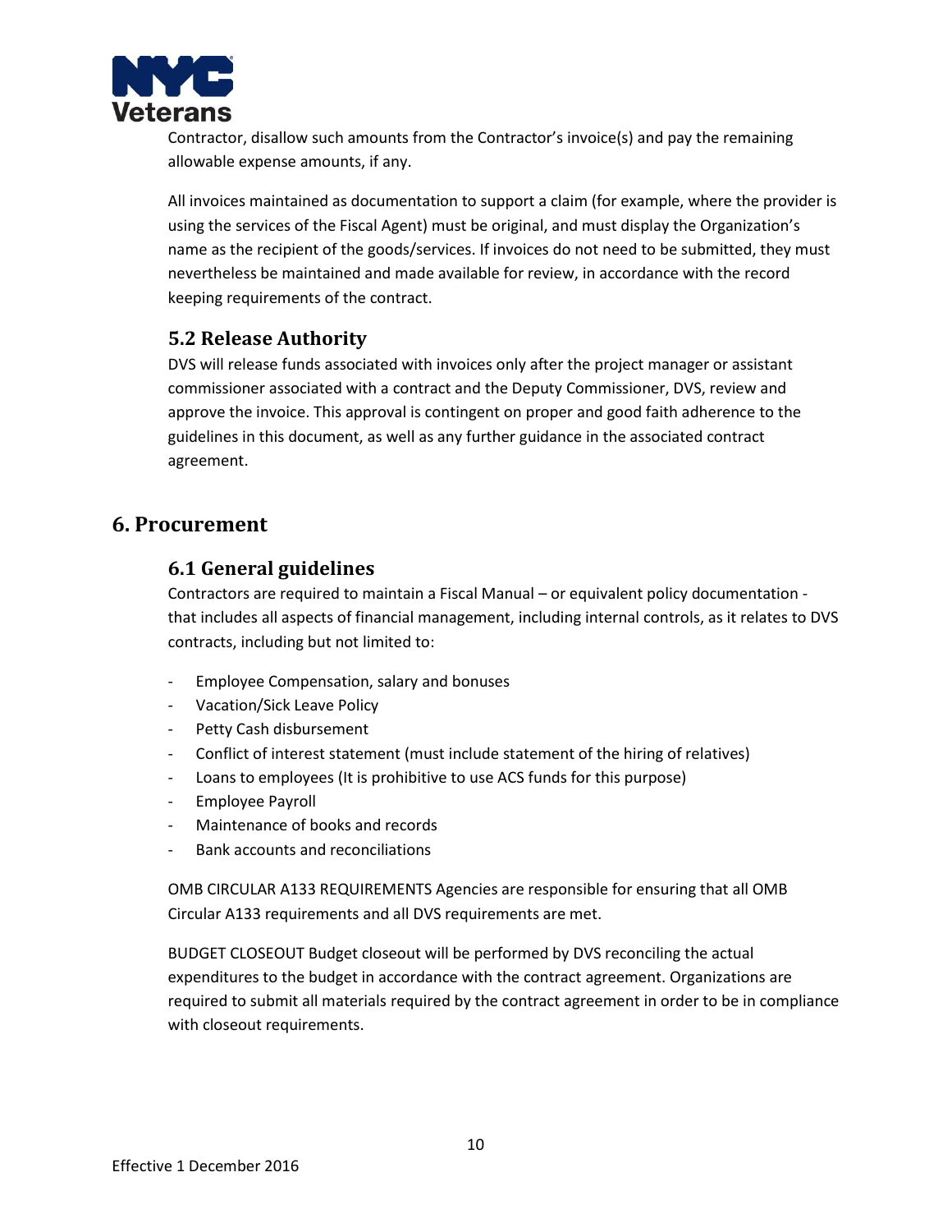Contractor, disallow such amounts from the Contractor's invoice(s) and pay the remaining allowable expense amounts, if any.

All invoices maintained as documentation to support a claim (for example, where the provider is using the services of the Fiscal Agent) must be original, and must display the Organization's name as the recipient of the goods/services. If invoices do not need to be submitted, they must nevertheless be maintained and made available for review, in accordance with the record keeping requirements of the contract.

### 5.2 Release Authority

DVS will release funds associated with invoices only after the project manager or assistant commissioner associated with a contract and the Deputy Commissioner, DVS, review and approve the invoice. This approval is contingent on proper and good faith adherence to the guidelines in this document, as well as any further guidance in the associated contract agreement.

## 6. Procurement

### 6.1 General guidelines

Contractors are required to maintain a Fiscal Manual – or equivalent policy documentation - that includes all aspects of financial management, including internal controls, as it relates to DVS contracts, including but not limited to:

- Employee Compensation, salary and bonuses
- Vacation/Sick Leave Policy
- Petty Cash disbursement
- Conflict of interest statement (must include statement of the hiring of relatives)
- Loans to employees (It is prohibitive to use ACS funds for this purpose)
- Employee Payroll
- Maintenance of books and records
- Bank accounts and reconciliations

OMB CIRCULAR A133 REQUIREMENTS Agencies are responsible for ensuring that all OMB Circular A133 requirements and all DVS requirements are met.

BUDGET CLOSEOUT Budget closeout will be performed by DVS reconciling the actual expenditures to the budget in accordance with the contract agreement. Organizations are required to submit all materials required by the contract agreement in order to be in compliance with closeout requirements.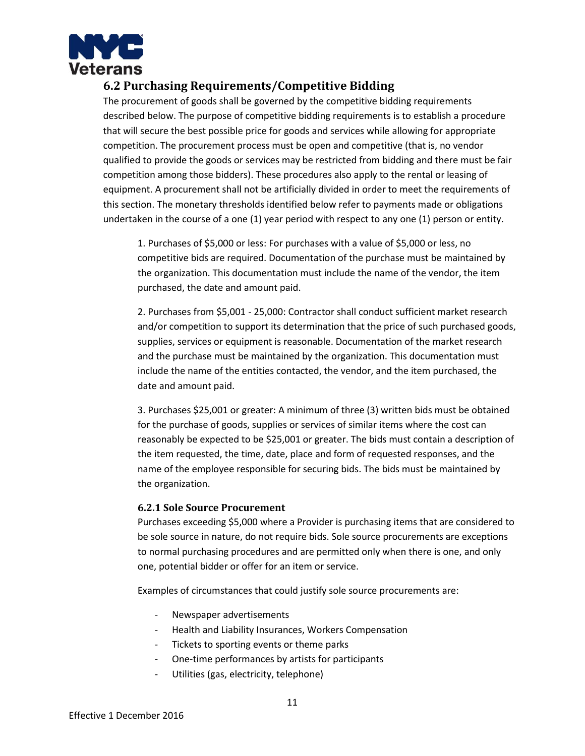## 6.2 Purchasing Requirements/Competitive Bidding

The procurement of goods shall be governed by the competitive bidding requirements described below. The purpose of competitive bidding requirements is to establish a procedure that will secure the best possible price for goods and services while allowing for appropriate competition. The procurement process must be open and competitive (that is, no vendor qualified to provide the goods or services may be restricted from bidding and there must be fair competition among those bidders). These procedures also apply to the rental or leasing of equipment. A procurement shall not be artificially divided in order to meet the requirements of this section. The monetary thresholds identified below refer to payments made or obligations undertaken in the course of a one (1) year period with respect to any one (1) person or entity.

1. Purchases of $5,000 or less: For purchases with a value of $5,000 or less, no competitive bids are required. Documentation of the purchase must be maintained by the organization. This documentation must include the name of the vendor, the item purchased, the date and amount paid.

2. Purchases from $5,001 - 25,000: Contractor shall conduct sufficient market research and/or competition to support its determination that the price of such purchased goods, supplies, services or equipment is reasonable. Documentation of the market research and the purchase must be maintained by the organization. This documentation must include the name of the entities contacted, the vendor, and the item purchased, the date and amount paid.

3. Purchases $25,001 or greater: A minimum of three (3) written bids must be obtained for the purchase of goods, supplies or services of similar items where the cost can reasonably be expected to be $25,001 or greater. The bids must contain a description of the item requested, the time, date, place and form of requested responses, and the name of the employee responsible for securing bids. The bids must be maintained by the organization.

### 6.2.1 Sole Source Procurement

Purchases exceeding $5,000 where a Provider is purchasing items that are considered to be sole source in nature, do not require bids. Sole source procurements are exceptions to normal purchasing procedures and are permitted only when there is one, and only one, potential bidder or offer for an item or service.

Examples of circumstances that could justify sole source procurements are:

- Newspaper advertisements
- Health and Liability Insurances, Workers Compensation
- Tickets to sporting events or theme parks
- One-time performances by artists for participants
- Utilities (gas, electricity, telephone)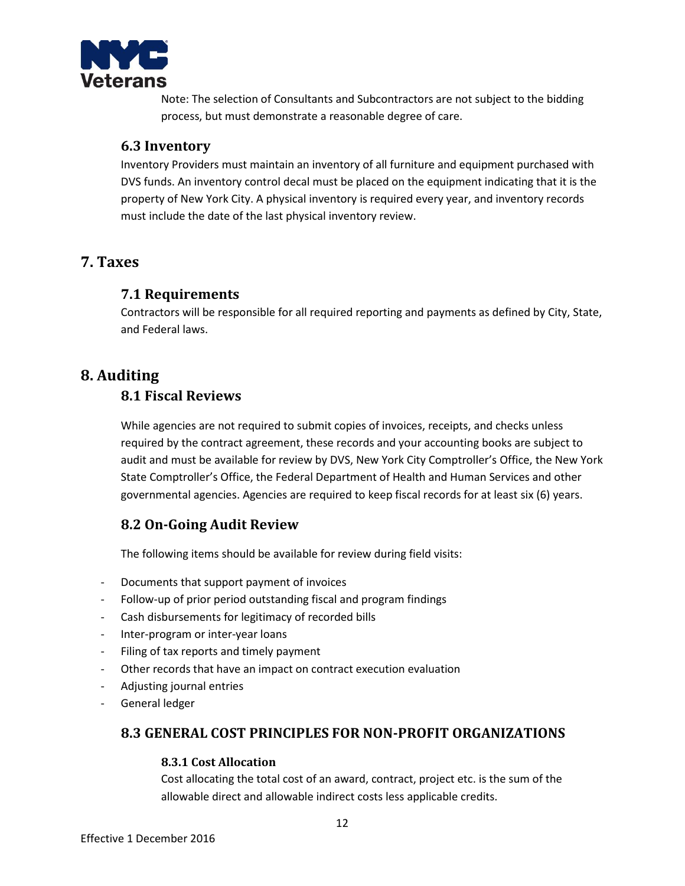Note: The selection of Consultants and Subcontractors are not subject to the bidding process, but must demonstrate a reasonable degree of care.

### 6.3 Inventory

Inventory Providers must maintain an inventory of all furniture and equipment purchased with DVS funds. An inventory control decal must be placed on the equipment indicating that it is the property of New York City. A physical inventory is required every year, and inventory records must include the date of the last physical inventory review.

## 7. Taxes

### 7.1 Requirements

Contractors will be responsible for all required reporting and payments as defined by City, State, and Federal laws.

## 8. Auditing

### 8.1 Fiscal Reviews

While agencies are not required to submit copies of invoices, receipts, and checks unless required by the contract agreement, these records and your accounting books are subject to audit and must be available for review by DVS, New York City Comptroller's Office, the New York State Comptroller's Office, the Federal Department of Health and Human Services and other governmental agencies. Agencies are required to keep fiscal records for at least six (6) years.

### 8.2 On-Going Audit Review

The following items should be available for review during field visits:

- Documents that support payment of invoices
- Follow-up of prior period outstanding fiscal and program findings
- Cash disbursements for legitimacy of recorded bills
- Inter-program or inter-year loans
- Filing of tax reports and timely payment
- Other records that have an impact on contract execution evaluation
- Adjusting journal entries
- General ledger

### 8.3 GENERAL COST PRINCIPLES FOR NON-PROFIT ORGANIZATIONS

#### 8.3.1 Cost Allocation

Cost allocating the total cost of an award, contract, project etc. is the sum of the allowable direct and allowable indirect costs less applicable credits.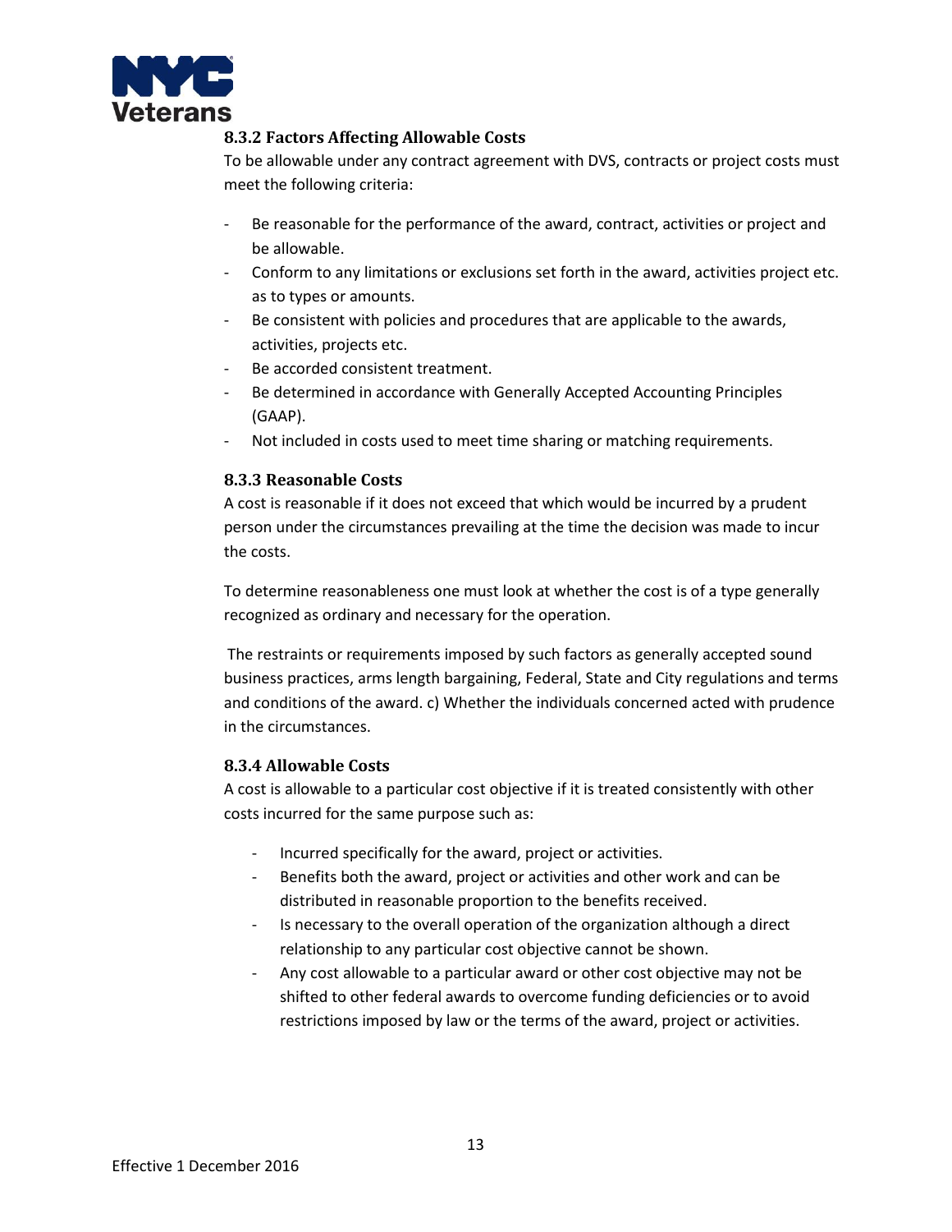### 8.3.2 Factors Affecting Allowable Costs

To be allowable under any contract agreement with DVS, contracts or project costs must meet the following criteria:

- Be reasonable for the performance of the award, contract, activities or project and be allowable.
- Conform to any limitations or exclusions set forth in the award, activities project etc. as to types or amounts.
- Be consistent with policies and procedures that are applicable to the awards, activities, projects etc.
- Be accorded consistent treatment.
- Be determined in accordance with Generally Accepted Accounting Principles (GAAP).
- Not included in costs used to meet time sharing or matching requirements.

### 8.3.3 Reasonable Costs

A cost is reasonable if it does not exceed that which would be incurred by a prudent person under the circumstances prevailing at the time the decision was made to incur the costs.

To determine reasonableness one must look at whether the cost is of a type generally recognized as ordinary and necessary for the operation.

The restraints or requirements imposed by such factors as generally accepted sound business practices, arms length bargaining, Federal, State and City regulations and terms and conditions of the award. c) Whether the individuals concerned acted with prudence in the circumstances.

### 8.3.4 Allowable Costs

A cost is allowable to a particular cost objective if it is treated consistently with other costs incurred for the same purpose such as:

- Incurred specifically for the award, project or activities.
- Benefits both the award, project or activities and other work and can be distributed in reasonable proportion to the benefits received.
- Is necessary to the overall operation of the organization although a direct relationship to any particular cost objective cannot be shown.
- Any cost allowable to a particular award or other cost objective may not be shifted to other federal awards to overcome funding deficiencies or to avoid restrictions imposed by law or the terms of the award, project or activities.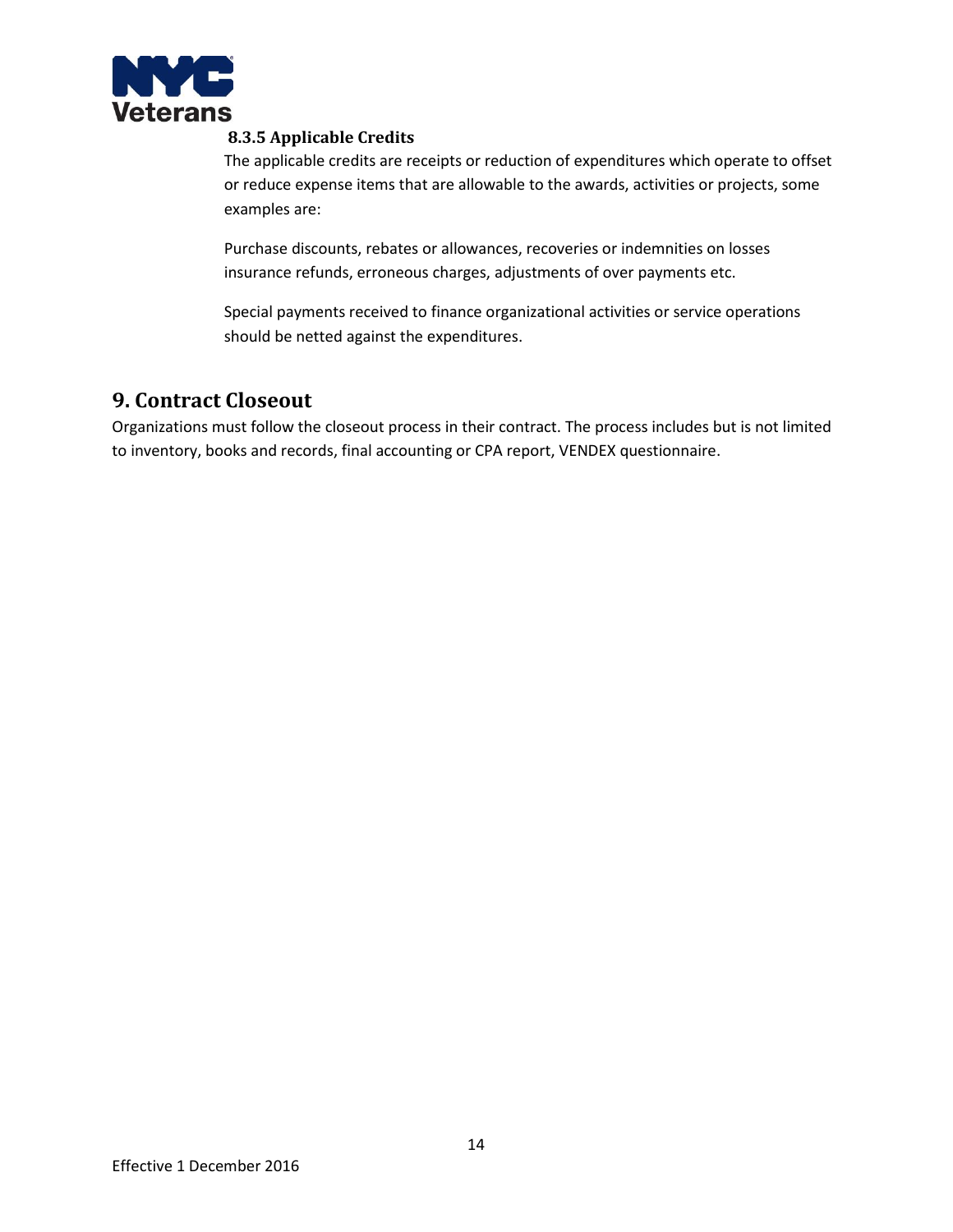#### 8.3.5 Applicable Credits

The applicable credits are receipts or reduction of expenditures which operate to offset or reduce expense items that are allowable to the awards, activities or projects, some examples are:

Purchase discounts, rebates or allowances, recoveries or indemnities on losses insurance refunds, erroneous charges, adjustments of over payments etc.

Special payments received to finance organizational activities or service operations should be netted against the expenditures.

## 9. Contract Closeout

Organizations must follow the closeout process in their contract. The process includes but is not limited to inventory, books and records, final accounting or CPA report, VENDEX questionnaire.